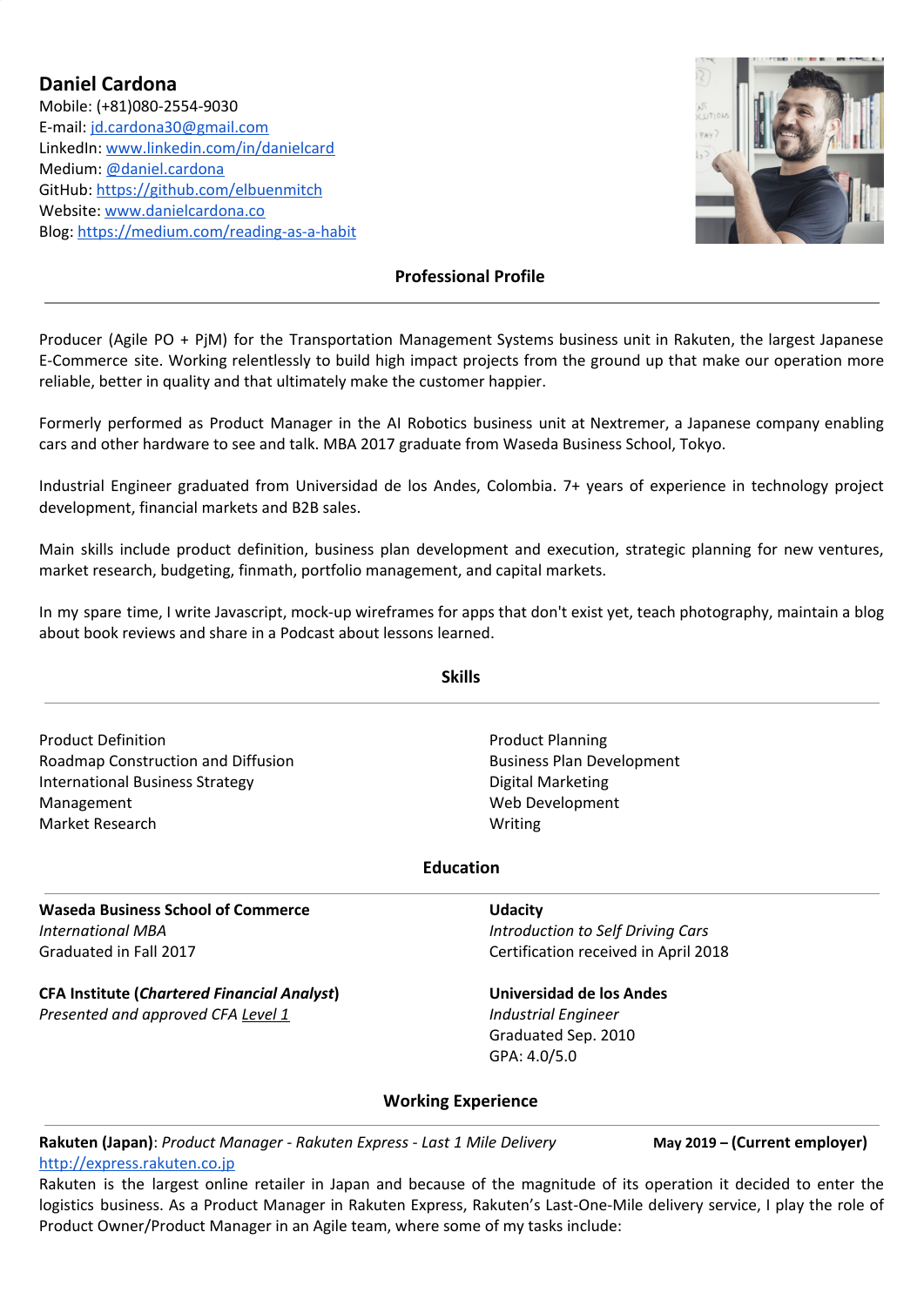# Daniel Cardona

Mobile: (+81)080-2554-9030
E-mail: jd.cardona30@gmail.com
LinkedIn: www.linkedin.com/in/danielcard
Medium: @daniel.cardona
GitHub: https://github.com/elbuenmitch
Website: www.danielcardona.co
Blog: https://medium.com/reading-as-a-habit

## Professional Profile

Producer (Agile PO + PjM) for the Transportation Management Systems business unit in Rakuten, the largest Japanese E-Commerce site. Working relentlessly to build high impact projects from the ground up that make our operation more reliable, better in quality and that ultimately make the customer happier.

Formerly performed as Product Manager in the AI Robotics business unit at Nextremer, a Japanese company enabling cars and other hardware to see and talk. MBA 2017 graduate from Waseda Business School, Tokyo.

Industrial Engineer graduated from Universidad de los Andes, Colombia. 7+ years of experience in technology project development, financial markets and B2B sales.

Main skills include product definition, business plan development and execution, strategic planning for new ventures, market research, budgeting, finmath, portfolio management, and capital markets.

In my spare time, I write Javascript, mock-up wireframes for apps that don't exist yet, teach photography, maintain a blog about book reviews and share in a Podcast about lessons learned.

## Skills

- Product Definition
- Roadmap Construction and Diffusion
- International Business Strategy
- Management
- Market Research
- Product Planning
- Business Plan Development
- Digital Marketing
- Web Development
- Writing

## Education

**Waseda Business School of Commerce**
*International MBA*
Graduated in Fall 2017

**CFA Institute (*Chartered Financial Analyst*)**
*Presented and approved CFA Level 1*

**Udacity**
*Introduction to Self Driving Cars*
Certification received in April 2018

**Universidad de los Andes**
*Industrial Engineer*
Graduated Sep. 2010
GPA: 4.0/5.0

## Working Experience

**Rakuten (Japan)**: *Product Manager - Rakuten Express - Last 1 Mile Delivery* — **May 2019 – (Current employer)**
http://express.rakuten.co.jp
Rakuten is the largest online retailer in Japan and because of the magnitude of its operation it decided to enter the logistics business. As a Product Manager in Rakuten Express, Rakuten's Last-One-Mile delivery service, I play the role of Product Owner/Product Manager in an Agile team, where some of my tasks include: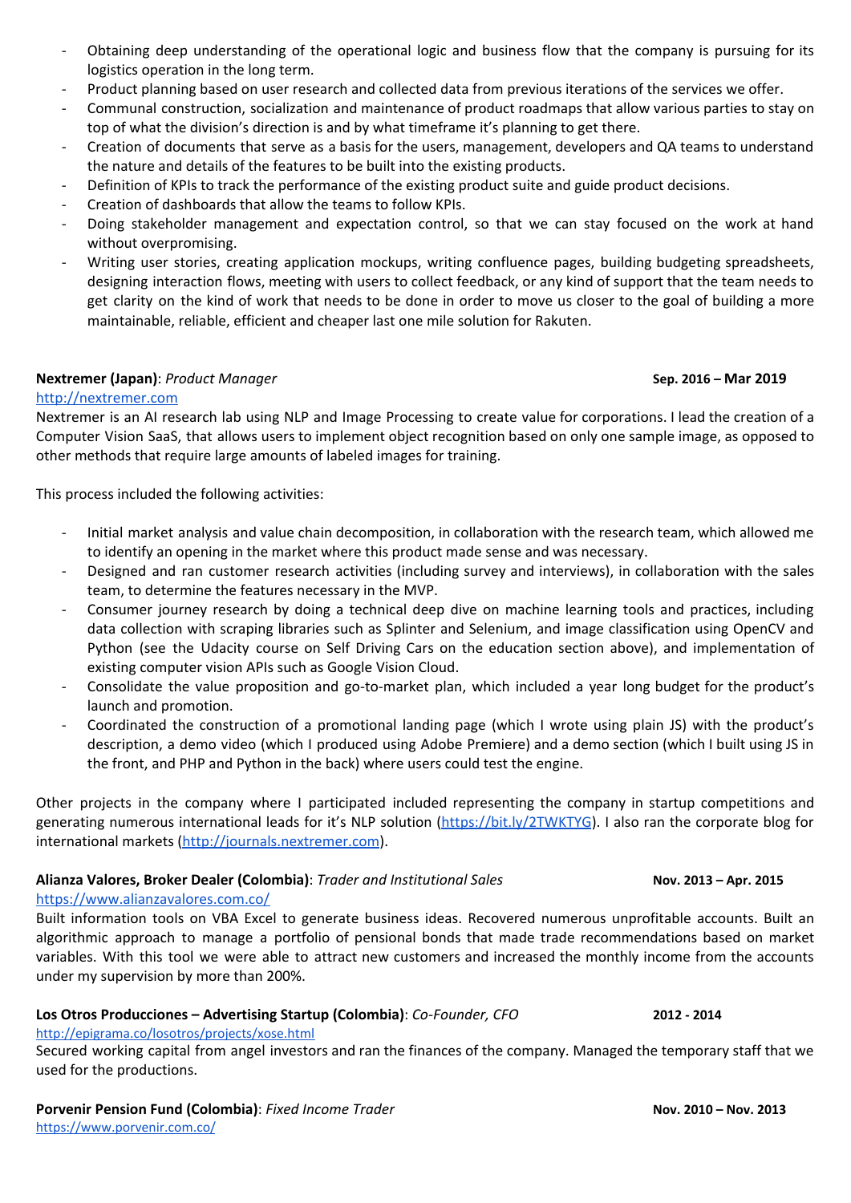- Obtaining deep understanding of the operational logic and business flow that the company is pursuing for its logistics operation in the long term.
- Product planning based on user research and collected data from previous iterations of the services we offer.
- Communal construction, socialization and maintenance of product roadmaps that allow various parties to stay on top of what the division's direction is and by what timeframe it's planning to get there.
- Creation of documents that serve as a basis for the users, management, developers and QA teams to understand the nature and details of the features to be built into the existing products.
- Definition of KPIs to track the performance of the existing product suite and guide product decisions.
- Creation of dashboards that allow the teams to follow KPIs.
- Doing stakeholder management and expectation control, so that we can stay focused on the work at hand without overpromising.
- Writing user stories, creating application mockups, writing confluence pages, building budgeting spreadsheets, designing interaction flows, meeting with users to collect feedback, or any kind of support that the team needs to get clarity on the kind of work that needs to be done in order to move us closer to the goal of building a more maintainable, reliable, efficient and cheaper last one mile solution for Rakuten.

**Nextremer (Japan)**: *Product Manager* **Sep. 2016 – Mar 2019**
[http://nextremer.com](http://nextremer.com)
Nextremer is an AI research lab using NLP and Image Processing to create value for corporations. I lead the creation of a Computer Vision SaaS, that allows users to implement object recognition based on only one sample image, as opposed to other methods that require large amounts of labeled images for training.

This process included the following activities:

- Initial market analysis and value chain decomposition, in collaboration with the research team, which allowed me to identify an opening in the market where this product made sense and was necessary.
- Designed and ran customer research activities (including survey and interviews), in collaboration with the sales team, to determine the features necessary in the MVP.
- Consumer journey research by doing a technical deep dive on machine learning tools and practices, including data collection with scraping libraries such as Splinter and Selenium, and image classification using OpenCV and Python (see the Udacity course on Self Driving Cars on the education section above), and implementation of existing computer vision APIs such as Google Vision Cloud.
- Consolidate the value proposition and go-to-market plan, which included a year long budget for the product's launch and promotion.
- Coordinated the construction of a promotional landing page (which I wrote using plain JS) with the product's description, a demo video (which I produced using Adobe Premiere) and a demo section (which I built using JS in the front, and PHP and Python in the back) where users could test the engine.

Other projects in the company where I participated included representing the company in startup competitions and generating numerous international leads for it's NLP solution ([https://bit.ly/2TWKTYG](https://bit.ly/2TWKTYG)). I also ran the corporate blog for international markets ([http://journals.nextremer.com](http://journals.nextremer.com)).

**Alianza Valores, Broker Dealer (Colombia)**: *Trader and Institutional Sales* **Nov. 2013 – Apr. 2015**
[https://www.alianzavalores.com.co/](https://www.alianzavalores.com.co/)
Built information tools on VBA Excel to generate business ideas. Recovered numerous unprofitable accounts. Built an algorithmic approach to manage a portfolio of pensional bonds that made trade recommendations based on market variables. With this tool we were able to attract new customers and increased the monthly income from the accounts under my supervision by more than 200%.

**Los Otros Producciones – Advertising Startup (Colombia)**: *Co-Founder, CFO* **2012 - 2014**
[http://epigrama.co/losotros/projects/xose.html](http://epigrama.co/losotros/projects/xose.html)
Secured working capital from angel investors and ran the finances of the company. Managed the temporary staff that we used for the productions.

**Porvenir Pension Fund (Colombia)**: *Fixed Income Trader* **Nov. 2010 – Nov. 2013**
[https://www.porvenir.com.co/](https://www.porvenir.com.co/)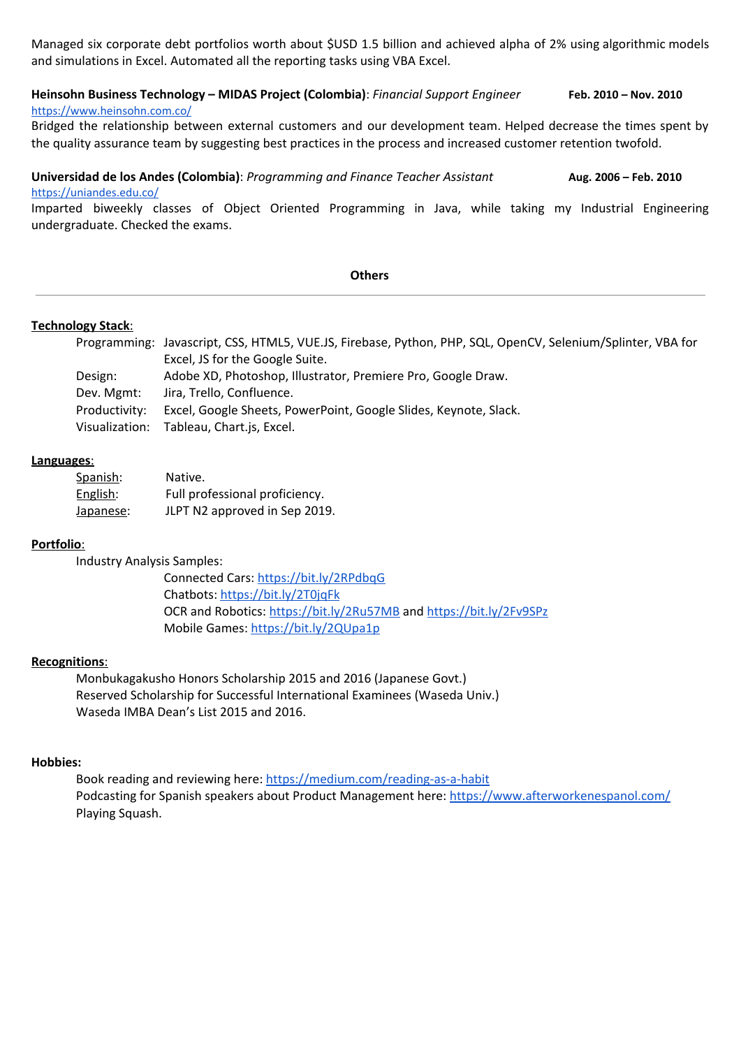Managed six corporate debt portfolios worth about $USD 1.5 billion and achieved alpha of 2% using algorithmic models and simulations in Excel. Automated all the reporting tasks using VBA Excel.

**Heinsohn Business Technology – MIDAS Project (Colombia)**: *Financial Support Engineer* **Feb. 2010 – Nov. 2010**
https://www.heinsohn.com.co/
Bridged the relationship between external customers and our development team. Helped decrease the times spent by the quality assurance team by suggesting best practices in the process and increased customer retention twofold.

**Universidad de los Andes (Colombia)**: *Programming and Finance Teacher Assistant* **Aug. 2006 – Feb. 2010**
https://uniandes.edu.co/
Imparted biweekly classes of Object Oriented Programming in Java, while taking my Industrial Engineering undergraduate. Checked the exams.

## Others

**Technology Stack**:

- Programming: Javascript, CSS, HTML5, VUE.JS, Firebase, Python, PHP, SQL, OpenCV, Selenium/Splinter, VBA for Excel, JS for the Google Suite.
- Design: Adobe XD, Photoshop, Illustrator, Premiere Pro, Google Draw.
- Dev. Mgmt: Jira, Trello, Confluence.
- Productivity: Excel, Google Sheets, PowerPoint, Google Slides, Keynote, Slack.
- Visualization: Tableau, Chart.js, Excel.

**Languages**:

- Spanish: Native.
- English: Full professional proficiency.
- Japanese: JLPT N2 approved in Sep 2019.

**Portfolio**:

Industry Analysis Samples:
- Connected Cars: https://bit.ly/2RPdbqG
- Chatbots: https://bit.ly/2T0jqFk
- OCR and Robotics: https://bit.ly/2Ru57MB and https://bit.ly/2Fv9SPz
- Mobile Games: https://bit.ly/2QUpa1p

**Recognitions**:

- Monbukagakusho Honors Scholarship 2015 and 2016 (Japanese Govt.)
- Reserved Scholarship for Successful International Examinees (Waseda Univ.)
- Waseda IMBA Dean's List 2015 and 2016.

**Hobbies:**

- Book reading and reviewing here: https://medium.com/reading-as-a-habit
- Podcasting for Spanish speakers about Product Management here: https://www.afterworkenespanol.com/
- Playing Squash.